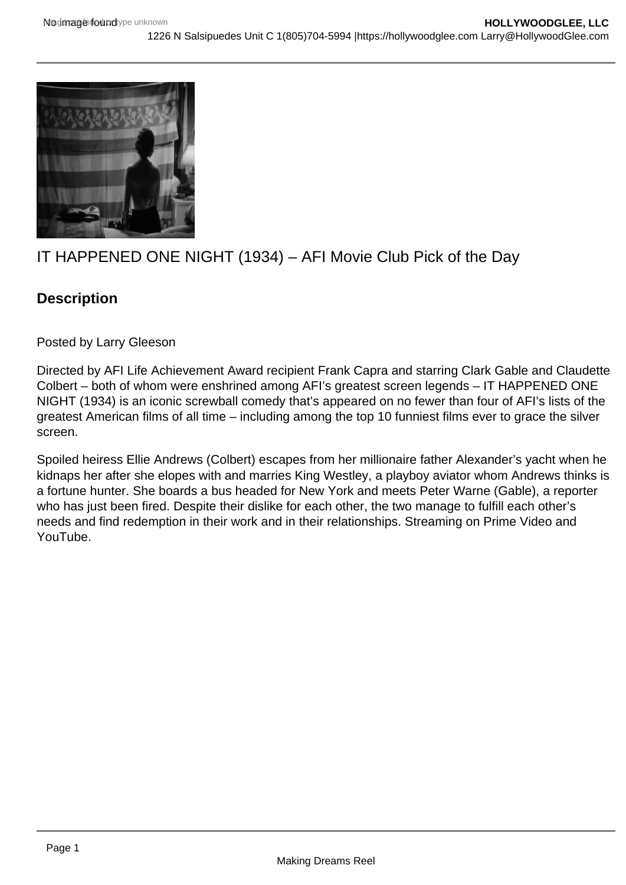# IT HAPPENED ONE NIGHT (1934) – AFI Movie Club Pick of the Day

## Description

Posted by Larry Gleeson

Directed by AFI Life Achievement Award recipient Frank Capra and starring Clark Gable and Claudette Colbert – both of whom were enshrined among AFI's greatest screen legends – IT HAPPENED ONE NIGHT (1934) is an iconic screwball comedy that's appeared on no fewer than four of AFI's lists of the greatest American films of all time – including among the top 10 funniest films ever to grace the silver screen.

Spoiled heiress Ellie Andrews (Colbert) escapes from her millionaire father Alexander's yacht when he kidnaps her after she elopes with and marries King Westley, a playboy aviator whom Andrews thinks is a fortune hunter. She boards a bus headed for New York and meets Peter Warne (Gable), a reporter who has just been fired. Despite their dislike for each other, the two manage to fulfill each other's needs and find redemption in their work and in their relationships. Streaming on Prime Video and YouTube.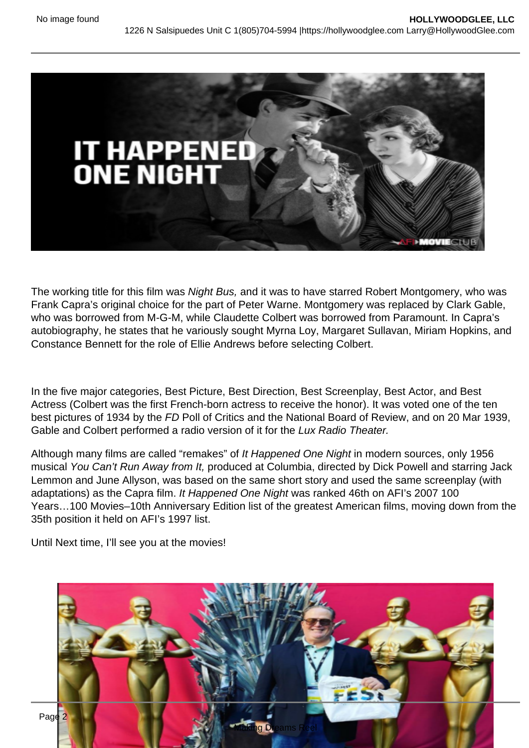The working title for this film was *Night Bus,* and it was to have starred Robert Montgomery, who was Frank Capra's original choice for the part of Peter Warne. Montgomery was replaced by Clark Gable, who was borrowed from M-G-M, while Claudette Colbert was borrowed from Paramount. In Capra's autobiography, he states that he variously sought Myrna Loy, Margaret Sullavan, Miriam Hopkins, and Constance Bennett for the role of Ellie Andrews before selecting Colbert.

In the five major categories, Best Picture, Best Direction, Best Screenplay, Best Actor, and Best Actress (Colbert was the first French-born actress to receive the honor). It was voted one of the ten best pictures of 1934 by the *FD* Poll of Critics and the National Board of Review, and on 20 Mar 1939, Gable and Colbert performed a radio version of it for the *Lux Radio Theater.*

Although many films are called "remakes" of *It Happened One Night* in modern sources, only 1956 musical *You Can't Run Away from It,* produced at Columbia, directed by Dick Powell and starring Jack Lemmon and June Allyson, was based on the same short story and used the same screenplay (with adaptations) as the Capra film. *It Happened One Night* was ranked 46th on AFI's 2007 100 Years…100 Movies–10th Anniversary Edition list of the greatest American films, moving down from the 35th position it held on AFI's 1997 list.

Until Next time, I'll see you at the movies!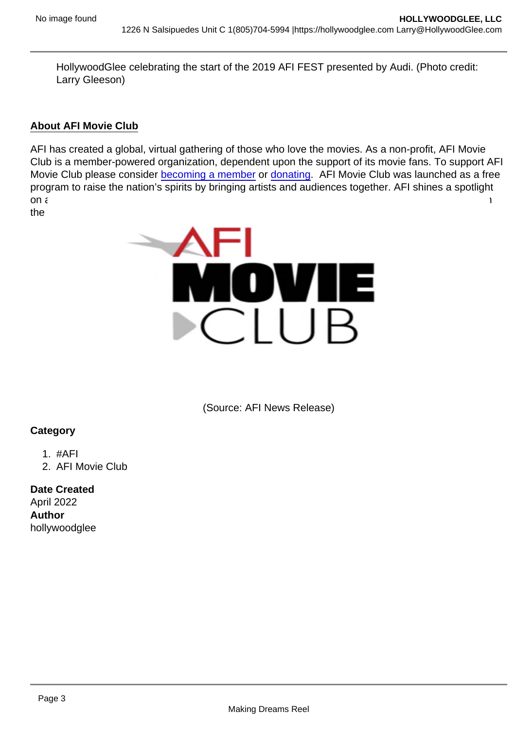HollywoodGlee celebrating the start of the 2019 AFI FEST presented by Audi. (Photo credit: Larry Gleeson)

## About AFI Movie Club

AFI has created a global, virtual gathering of those who love the movies. As a non-profit, AFI Movie Club is a member-powered organization, dependent upon the support of its movie fans. To support AFI Movie Club please consider becoming a member or donating. AFI Movie Club was launched as a free program to raise the nation's spirits by bringing artists and audiences together. AFI shines a spotlight on a

the

(Source: AFI News Release)

**Category**

1. #AFI
2. AFI Movie Club

**Date Created**
April 2022
**Author**
hollywoodglee